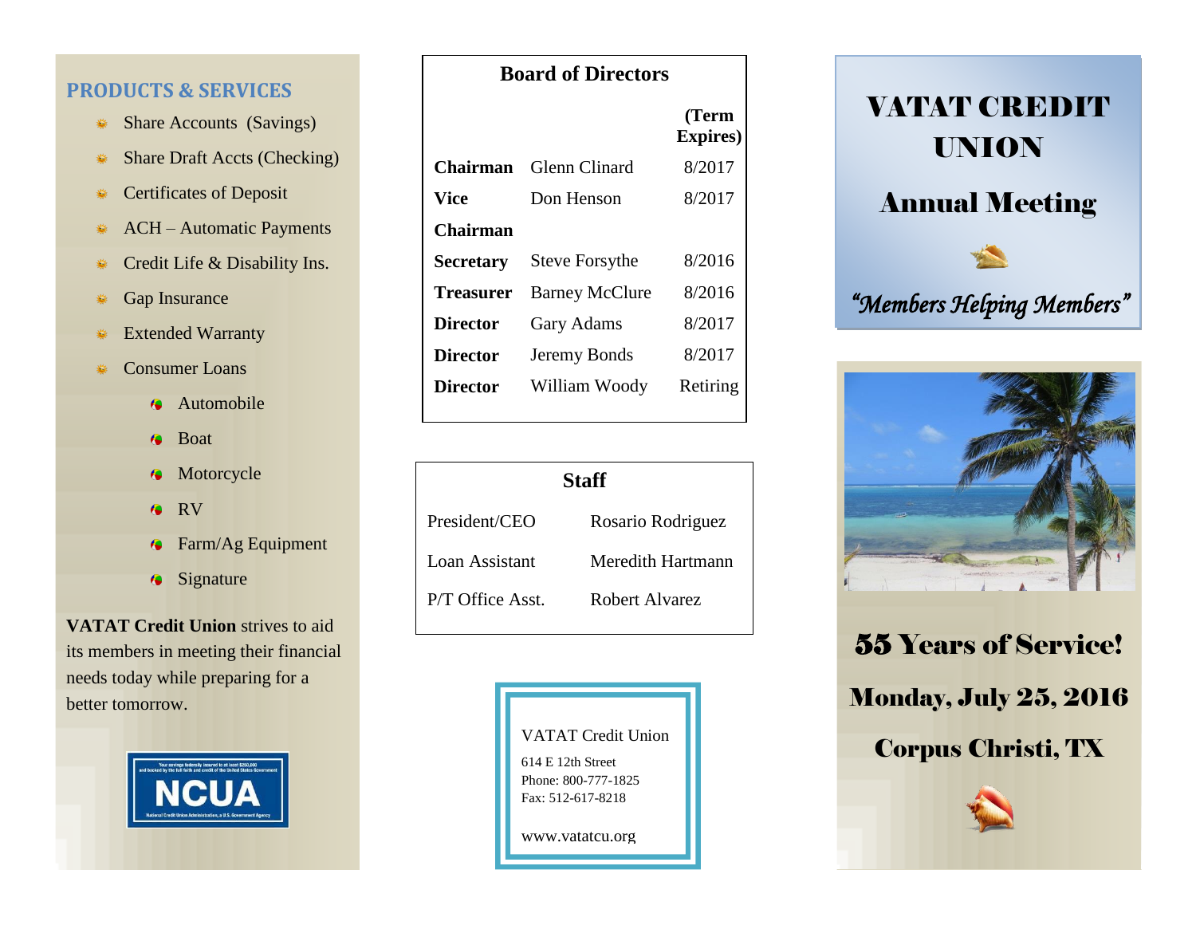## PRODUCTS & SERVICES

- Share Accounts (Savings)
- Share Draft Accts (Checking)
- Certificates of Deposit
- ACH – Automatic Payments
- Credit Life & Disability Ins.
- Gap Insurance
- Extended Warranty
- Consumer Loans
  - Automobile
  - Boat
  - Motorcycle
  - RV
  - Farm/Ag Equipment
  - Signature

**VATAT Credit Union** strives to aid its members in meeting their financial needs today while preparing for a better tomorrow.

Your savings federally insured to at least $250,000 and backed by the full faith and credit of the United States Government

NCUA

National Credit Union Administration, a U.S. Government Agency

## Board of Directors

| | | (Term Expires) |
|---|---|---|
| **Chairman** | Glenn Clinard | 8/2017 |
| **Vice Chairman** | Don Henson | 8/2017 |
| **Secretary** | Steve Forsythe | 8/2016 |
| **Treasurer** | Barney McClure | 8/2016 |
| **Director** | Gary Adams | 8/2017 |
| **Director** | Jeremy Bonds | 8/2017 |
| **Director** | William Woody | Retiring |

## Staff

| | |
|---|---|
| President/CEO | Rosario Rodriguez |
| Loan Assistant | Meredith Hartmann |
| P/T Office Asst. | Robert Alvarez |

VATAT Credit Union

614 E 12th Street
Phone: 800-777-1825
Fax: 512-617-8218

www.vatatcu.org

# VATAT CREDIT UNION

# Annual Meeting

*"Members Helping Members"*

## 55 Years of Service!

## Monday, July 25, 2016

## Corpus Christi, TX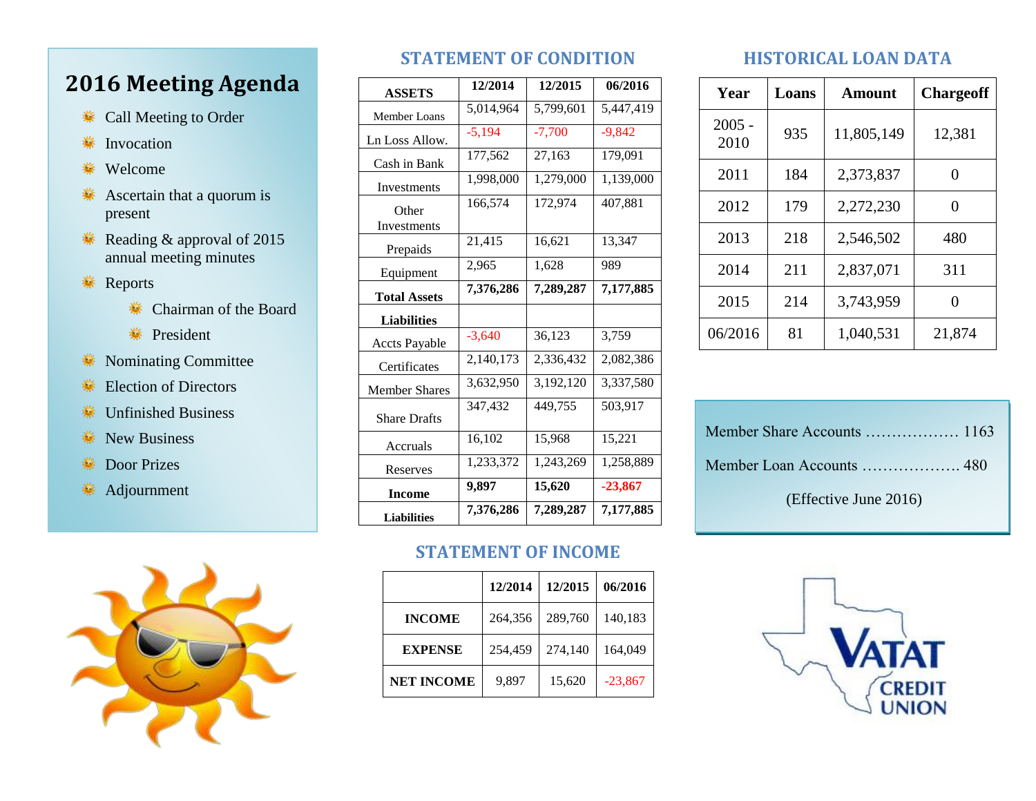# 2016 Meeting Agenda

- Call Meeting to Order
- Invocation
- Welcome
- Ascertain that a quorum is present
- Reading & approval of 2015 annual meeting minutes
- Reports
  - Chairman of the Board
  - President
- Nominating Committee
- Election of Directors
- Unfinished Business
- New Business
- Door Prizes
- Adjournment

## STATEMENT OF CONDITION

| ASSETS | 12/2014 | 12/2015 | 06/2016 |
|---|---|---|---|
| Member Loans | 5,014,964 | 5,799,601 | 5,447,419 |
| Ln Loss Allow. | -5,194 | -7,700 | -9,842 |
| Cash in Bank | 177,562 | 27,163 | 179,091 |
| Investments | 1,998,000 | 1,279,000 | 1,139,000 |
| Other Investments | 166,574 | 172,974 | 407,881 |
| Prepaids | 21,415 | 16,621 | 13,347 |
| Equipment | 2,965 | 1,628 | 989 |
| **Total Assets** | **7,376,286** | **7,289,287** | **7,177,885** |
| **Liabilities** | | | |
| Accts Payable | -3,640 | 36,123 | 3,759 |
| Certificates | 2,140,173 | 2,336,432 | 2,082,386 |
| Member Shares | 3,632,950 | 3,192,120 | 3,337,580 |
| Share Drafts | 347,432 | 449,755 | 503,917 |
| Accruals | 16,102 | 15,968 | 15,221 |
| Reserves | 1,233,372 | 1,243,269 | 1,258,889 |
| **Income** | **9,897** | **15,620** | **-23,867** |
| **Liabilities** | **7,376,286** | **7,289,287** | **7,177,885** |

## STATEMENT OF INCOME

| | 12/2014 | 12/2015 | 06/2016 |
|---|---|---|---|
| **INCOME** | 264,356 | 289,760 | 140,183 |
| **EXPENSE** | 254,459 | 274,140 | 164,049 |
| **NET INCOME** | 9,897 | 15,620 | -23,867 |

## HISTORICAL LOAN DATA

| Year | Loans | Amount | Chargeoff |
|---|---|---|---|
| 2005 - 2010 | 935 | 11,805,149 | 12,381 |
| 2011 | 184 | 2,373,837 | 0 |
| 2012 | 179 | 2,272,230 | 0 |
| 2013 | 218 | 2,546,502 | 480 |
| 2014 | 211 | 2,837,071 | 311 |
| 2015 | 214 | 3,743,959 | 0 |
| 06/2016 | 81 | 1,040,531 | 21,874 |

Member Share Accounts ……………… 1163

Member Loan Accounts ……………… 480

(Effective June 2016)

VATAT CREDIT UNION